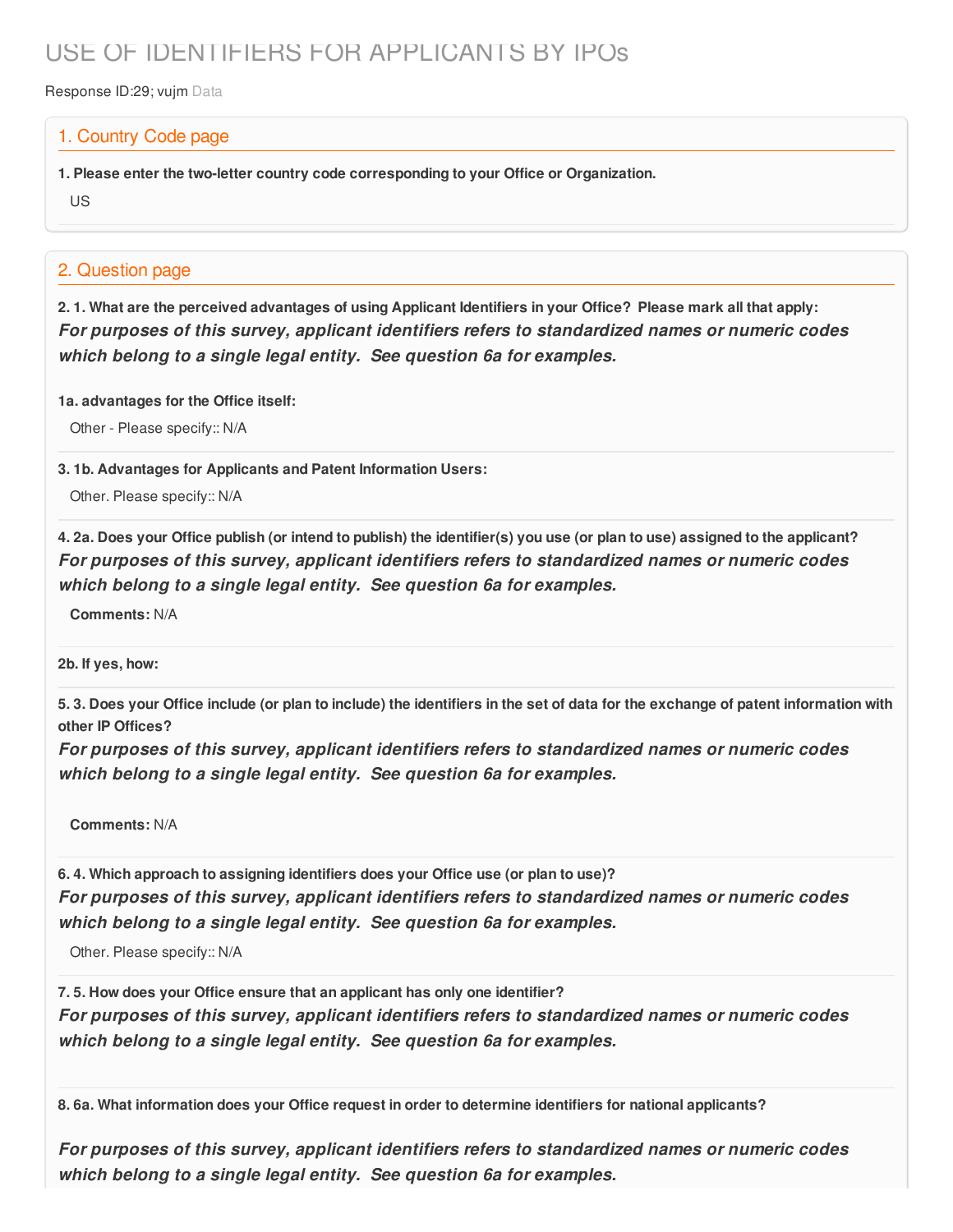# USE OF IDENTIFIERS FOR APPLICANTS BY IPOs

Response ID:29; vujm Data

## 1. Country Code page

**1. Please enter the two-letter country code corresponding to your Office or Organization.**

US

## 2. Question page

**2. 1. What are the perceived advantages of using Applicant Identifiers in your Office? Please mark all that apply:**

***For purposes of this survey, applicant identifiers refers to standardized names or numeric codes which belong to a single legal entity. See question 6a for examples.***

**1a. advantages for the Office itself:**

Other - Please specify:: N/A

**3. 1b. Advantages for Applicants and Patent Information Users:**

Other. Please specify:: N/A

**4. 2a. Does your Office publish (or intend to publish) the identifier(s) you use (or plan to use) assigned to the applicant?**

***For purposes of this survey, applicant identifiers refers to standardized names or numeric codes which belong to a single legal entity. See question 6a for examples.***

**Comments:** N/A

**2b. If yes, how:**

**5. 3. Does your Office include (or plan to include) the identifiers in the set of data for the exchange of patent information with other IP Offices?**

***For purposes of this survey, applicant identifiers refers to standardized names or numeric codes which belong to a single legal entity. See question 6a for examples.***

**Comments:** N/A

**6. 4. Which approach to assigning identifiers does your Office use (or plan to use)?**

***For purposes of this survey, applicant identifiers refers to standardized names or numeric codes which belong to a single legal entity. See question 6a for examples.***

Other. Please specify:: N/A

**7. 5. How does your Office ensure that an applicant has only one identifier?**

***For purposes of this survey, applicant identifiers refers to standardized names or numeric codes which belong to a single legal entity. See question 6a for examples.***

**8. 6a. What information does your Office request in order to determine identifiers for national applicants?**

***For purposes of this survey, applicant identifiers refers to standardized names or numeric codes which belong to a single legal entity. See question 6a for examples.***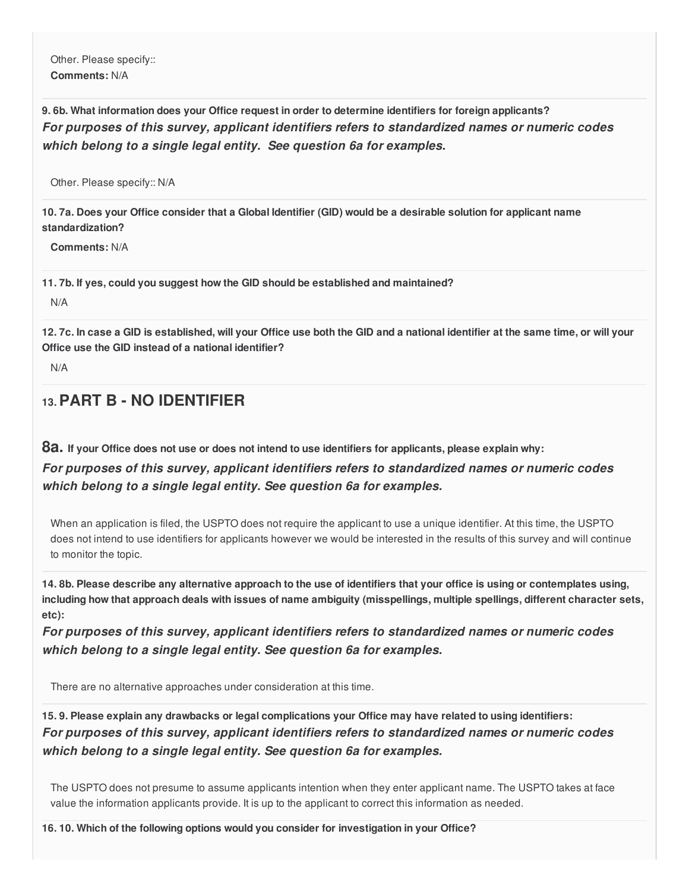Other. Please specify::
**Comments:** N/A

**9. 6b. What information does your Office request in order to determine identifiers for foreign applicants?**
***For purposes of this survey, applicant identifiers refers to standardized names or numeric codes which belong to a single legal entity. See question 6a for examples.***

Other. Please specify:: N/A

**10. 7a. Does your Office consider that a Global Identifier (GID) would be a desirable solution for applicant name standardization?**

**Comments:** N/A

**11. 7b. If yes, could you suggest how the GID should be established and maintained?**

N/A

**12. 7c. In case a GID is established, will your Office use both the GID and a national identifier at the same time, or will your Office use the GID instead of a national identifier?**

N/A

## 13. PART B - NO IDENTIFIER

**8a. If your Office does not use or does not intend to use identifiers for applicants, please explain why:**
***For purposes of this survey, applicant identifiers refers to standardized names or numeric codes which belong to a single legal entity. See question 6a for examples.***

When an application is filed, the USPTO does not require the applicant to use a unique identifier. At this time, the USPTO does not intend to use identifiers for applicants however we would be interested in the results of this survey and will continue to monitor the topic.

**14. 8b. Please describe any alternative approach to the use of identifiers that your office is using or contemplates using, including how that approach deals with issues of name ambiguity (misspellings, multiple spellings, different character sets, etc):**
***For purposes of this survey, applicant identifiers refers to standardized names or numeric codes which belong to a single legal entity. See question 6a for examples.***

There are no alternative approaches under consideration at this time.

**15. 9. Please explain any drawbacks or legal complications your Office may have related to using identifiers:**
***For purposes of this survey, applicant identifiers refers to standardized names or numeric codes which belong to a single legal entity. See question 6a for examples.***

The USPTO does not presume to assume applicants intention when they enter applicant name. The USPTO takes at face value the information applicants provide. It is up to the applicant to correct this information as needed.

**16. 10. Which of the following options would you consider for investigation in your Office?**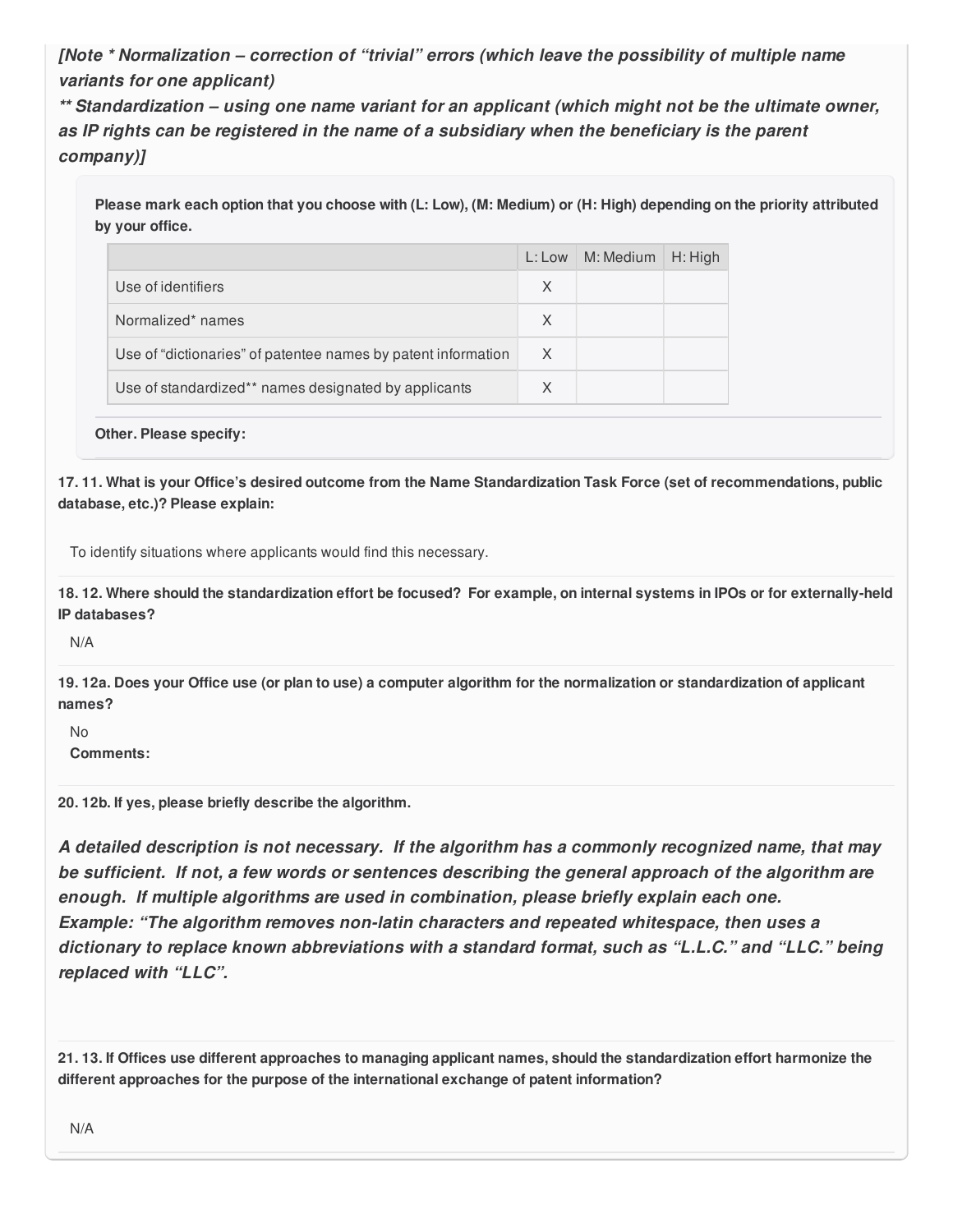***[Note * Normalization – correction of "trivial" errors (which leave the possibility of multiple name variants for one applicant)***
***** Standardization – using one name variant for an applicant (which might not be the ultimate owner, as IP rights can be registered in the name of a subsidiary when the beneficiary is the parent company)]***

**Please mark each option that you choose with (L: Low), (M: Medium) or (H: High) depending on the priority attributed by your office.**

| | L: Low | M: Medium | H: High |
|---|---|---|---|
| Use of identifiers | X | | |
| Normalized* names | X | | |
| Use of "dictionaries" of patentee names by patent information | X | | |
| Use of standardized** names designated by applicants | X | | |

**Other. Please specify:**

**17. 11. What is your Office's desired outcome from the Name Standardization Task Force (set of recommendations, public database, etc.)? Please explain:**

To identify situations where applicants would find this necessary.

**18. 12. Where should the standardization effort be focused? For example, on internal systems in IPOs or for externally-held IP databases?**

N/A

**19. 12a. Does your Office use (or plan to use) a computer algorithm for the normalization or standardization of applicant names?**

No

**Comments:**

**20. 12b. If yes, please briefly describe the algorithm.**

***A detailed description is not necessary. If the algorithm has a commonly recognized name, that may be sufficient. If not, a few words or sentences describing the general approach of the algorithm are enough. If multiple algorithms are used in combination, please briefly explain each one.***
***Example: "The algorithm removes non-latin characters and repeated whitespace, then uses a dictionary to replace known abbreviations with a standard format, such as "L.L.C." and "LLC." being replaced with "LLC".***

**21. 13. If Offices use different approaches to managing applicant names, should the standardization effort harmonize the different approaches for the purpose of the international exchange of patent information?**

N/A